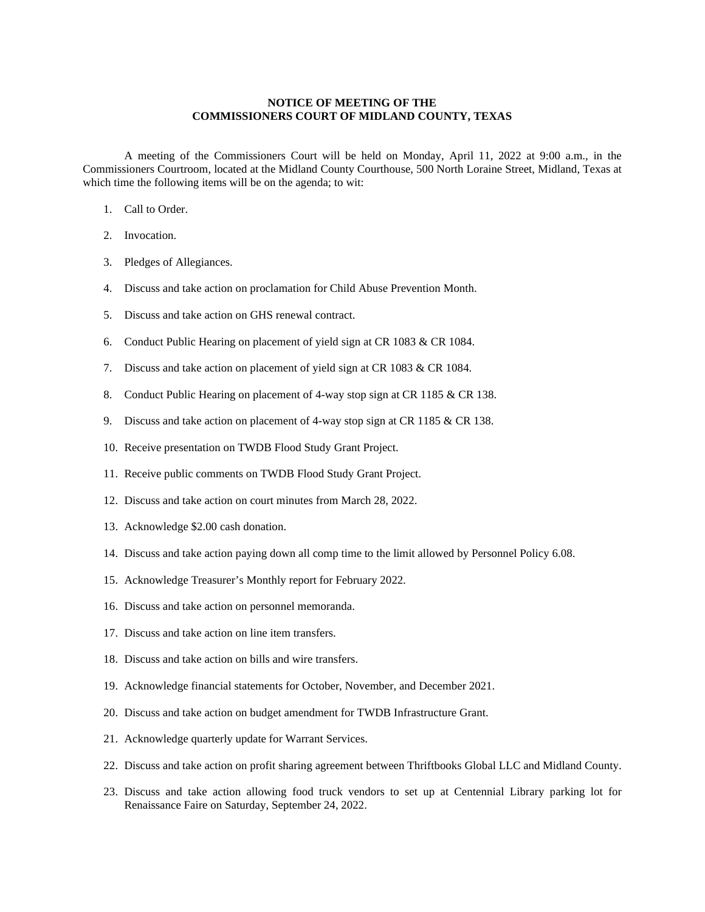**NOTICE OF MEETING OF THE**
**COMMISSIONERS COURT OF MIDLAND COUNTY, TEXAS**

A meeting of the Commissioners Court will be held on Monday, April 11, 2022 at 9:00 a.m., in the Commissioners Courtroom, located at the Midland County Courthouse, 500 North Loraine Street, Midland, Texas at which time the following items will be on the agenda; to wit:

1. Call to Order.
2. Invocation.
3. Pledges of Allegiances.
4. Discuss and take action on proclamation for Child Abuse Prevention Month.
5. Discuss and take action on GHS renewal contract.
6. Conduct Public Hearing on placement of yield sign at CR 1083 & CR 1084.
7. Discuss and take action on placement of yield sign at CR 1083 & CR 1084.
8. Conduct Public Hearing on placement of 4-way stop sign at CR 1185 & CR 138.
9. Discuss and take action on placement of 4-way stop sign at CR 1185 & CR 138.
10. Receive presentation on TWDB Flood Study Grant Project.
11. Receive public comments on TWDB Flood Study Grant Project.
12. Discuss and take action on court minutes from March 28, 2022.
13. Acknowledge $2.00 cash donation.
14. Discuss and take action paying down all comp time to the limit allowed by Personnel Policy 6.08.
15. Acknowledge Treasurer's Monthly report for February 2022.
16. Discuss and take action on personnel memoranda.
17. Discuss and take action on line item transfers.
18. Discuss and take action on bills and wire transfers.
19. Acknowledge financial statements for October, November, and December 2021.
20. Discuss and take action on budget amendment for TWDB Infrastructure Grant.
21. Acknowledge quarterly update for Warrant Services.
22. Discuss and take action on profit sharing agreement between Thriftbooks Global LLC and Midland County.
23. Discuss and take action allowing food truck vendors to set up at Centennial Library parking lot for Renaissance Faire on Saturday, September 24, 2022.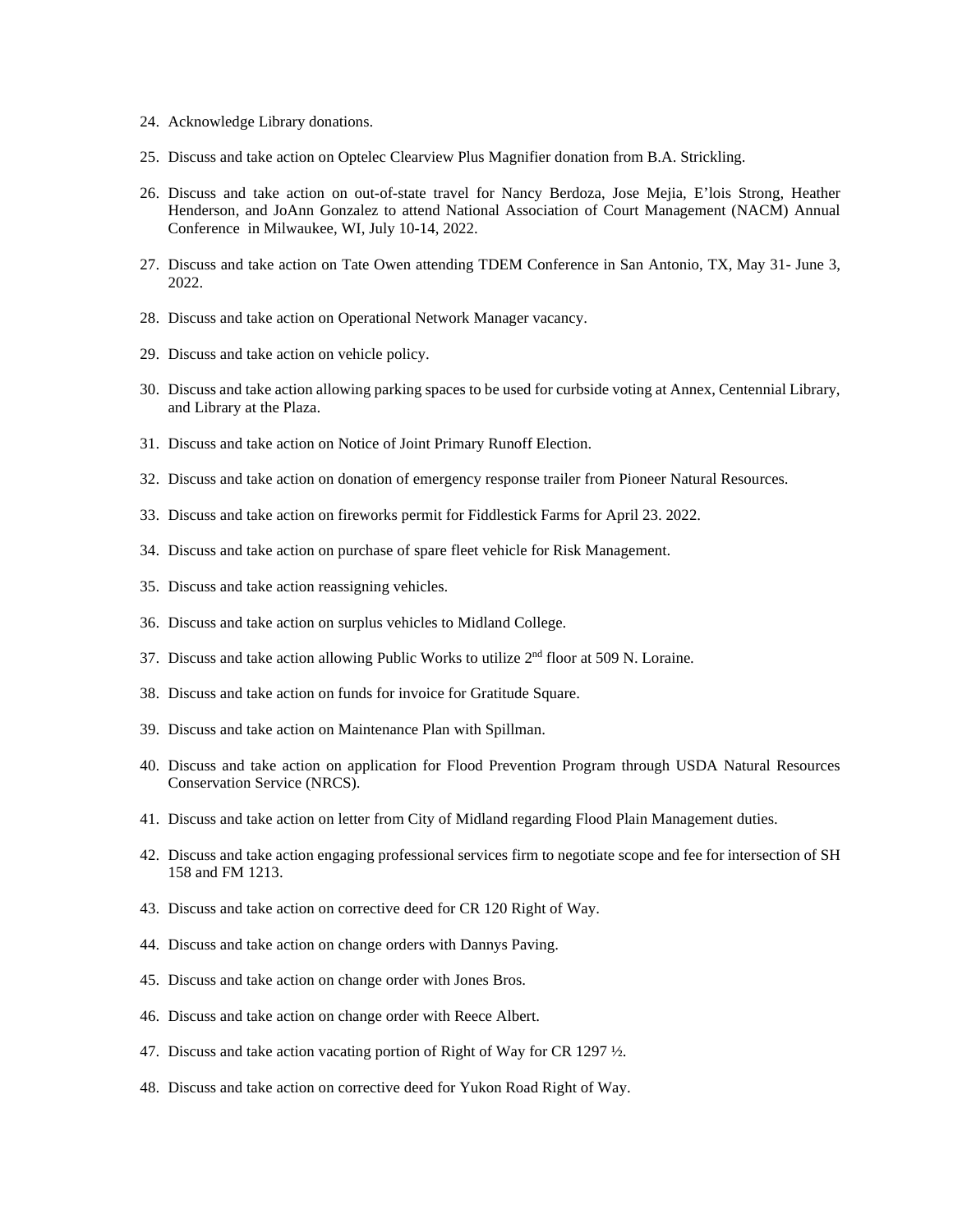24. Acknowledge Library donations.

25. Discuss and take action on Optelec Clearview Plus Magnifier donation from B.A. Strickling.

26. Discuss and take action on out-of-state travel for Nancy Berdoza, Jose Mejia, E'lois Strong, Heather Henderson, and JoAnn Gonzalez to attend National Association of Court Management (NACM) Annual Conference in Milwaukee, WI, July 10-14, 2022.

27. Discuss and take action on Tate Owen attending TDEM Conference in San Antonio, TX, May 31- June 3, 2022.

28. Discuss and take action on Operational Network Manager vacancy.

29. Discuss and take action on vehicle policy.

30. Discuss and take action allowing parking spaces to be used for curbside voting at Annex, Centennial Library, and Library at the Plaza.

31. Discuss and take action on Notice of Joint Primary Runoff Election.

32. Discuss and take action on donation of emergency response trailer from Pioneer Natural Resources.

33. Discuss and take action on fireworks permit for Fiddlestick Farms for April 23. 2022.

34. Discuss and take action on purchase of spare fleet vehicle for Risk Management.

35. Discuss and take action reassigning vehicles.

36. Discuss and take action on surplus vehicles to Midland College.

37. Discuss and take action allowing Public Works to utilize 2nd floor at 509 N. Loraine.

38. Discuss and take action on funds for invoice for Gratitude Square.

39. Discuss and take action on Maintenance Plan with Spillman.

40. Discuss and take action on application for Flood Prevention Program through USDA Natural Resources Conservation Service (NRCS).

41. Discuss and take action on letter from City of Midland regarding Flood Plain Management duties.

42. Discuss and take action engaging professional services firm to negotiate scope and fee for intersection of SH 158 and FM 1213.

43. Discuss and take action on corrective deed for CR 120 Right of Way.

44. Discuss and take action on change orders with Dannys Paving.

45. Discuss and take action on change order with Jones Bros.

46. Discuss and take action on change order with Reece Albert.

47. Discuss and take action vacating portion of Right of Way for CR 1297 ½.

48. Discuss and take action on corrective deed for Yukon Road Right of Way.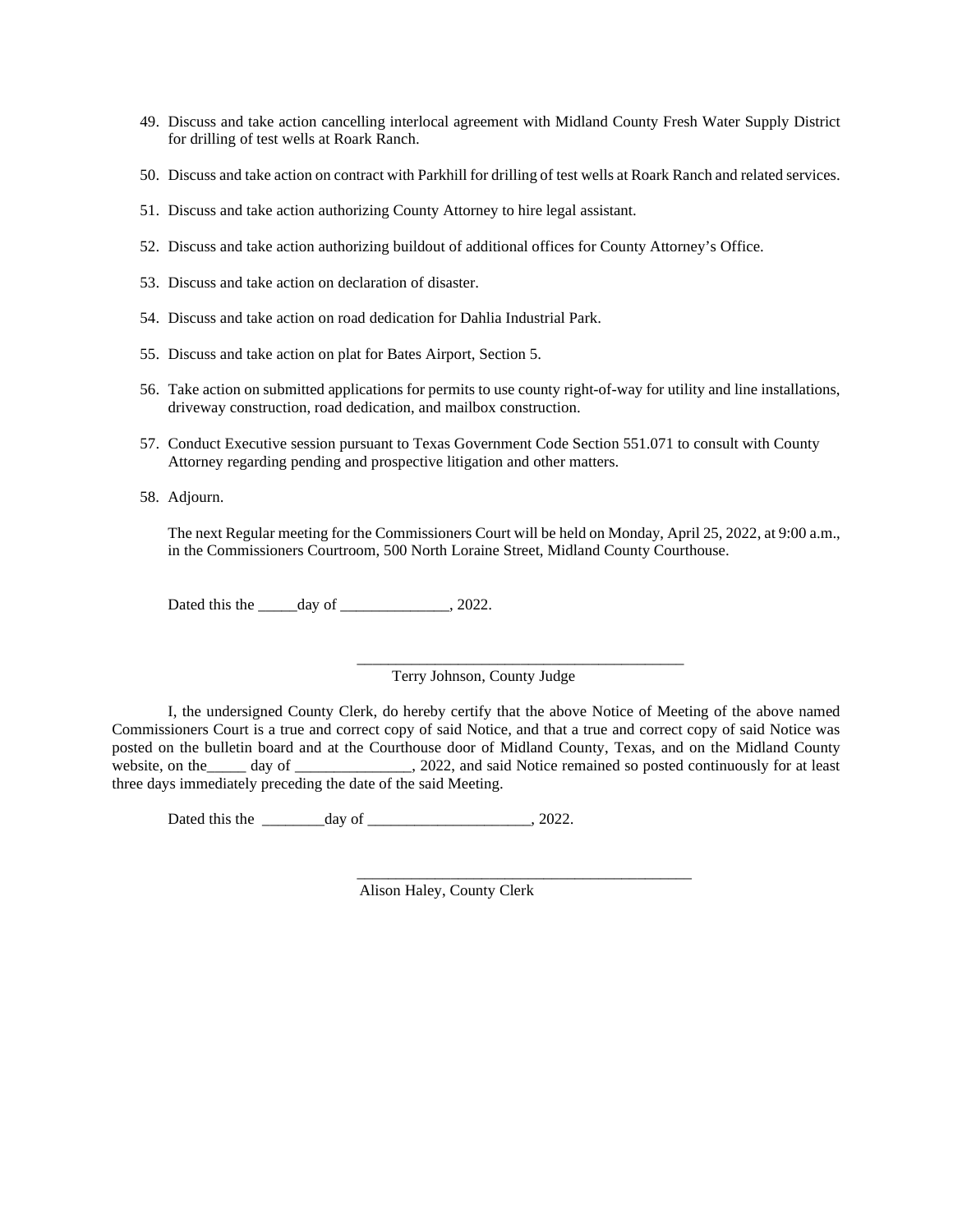49. Discuss and take action cancelling interlocal agreement with Midland County Fresh Water Supply District for drilling of test wells at Roark Ranch.

50. Discuss and take action on contract with Parkhill for drilling of test wells at Roark Ranch and related services.

51. Discuss and take action authorizing County Attorney to hire legal assistant.

52. Discuss and take action authorizing buildout of additional offices for County Attorney's Office.

53. Discuss and take action on declaration of disaster.

54. Discuss and take action on road dedication for Dahlia Industrial Park.

55. Discuss and take action on plat for Bates Airport, Section 5.

56. Take action on submitted applications for permits to use county right-of-way for utility and line installations, driveway construction, road dedication, and mailbox construction.

57. Conduct Executive session pursuant to Texas Government Code Section 551.071 to consult with County Attorney regarding pending and prospective litigation and other matters.

58. Adjourn.

The next Regular meeting for the Commissioners Court will be held on Monday, April 25, 2022, at 9:00 a.m., in the Commissioners Courtroom, 500 North Loraine Street, Midland County Courthouse.

Dated this the _____day of ______________, 2022.

____________________________________________
Terry Johnson, County Judge

I, the undersigned County Clerk, do hereby certify that the above Notice of Meeting of the above named Commissioners Court is a true and correct copy of said Notice, and that a true and correct copy of said Notice was posted on the bulletin board and at the Courthouse door of Midland County, Texas, and on the Midland County website, on the_____ day of _______________, 2022, and said Notice remained so posted continuously for at least three days immediately preceding the date of the said Meeting.

Dated this the ________day of _____________________, 2022.

_____________________________________________
Alison Haley, County Clerk